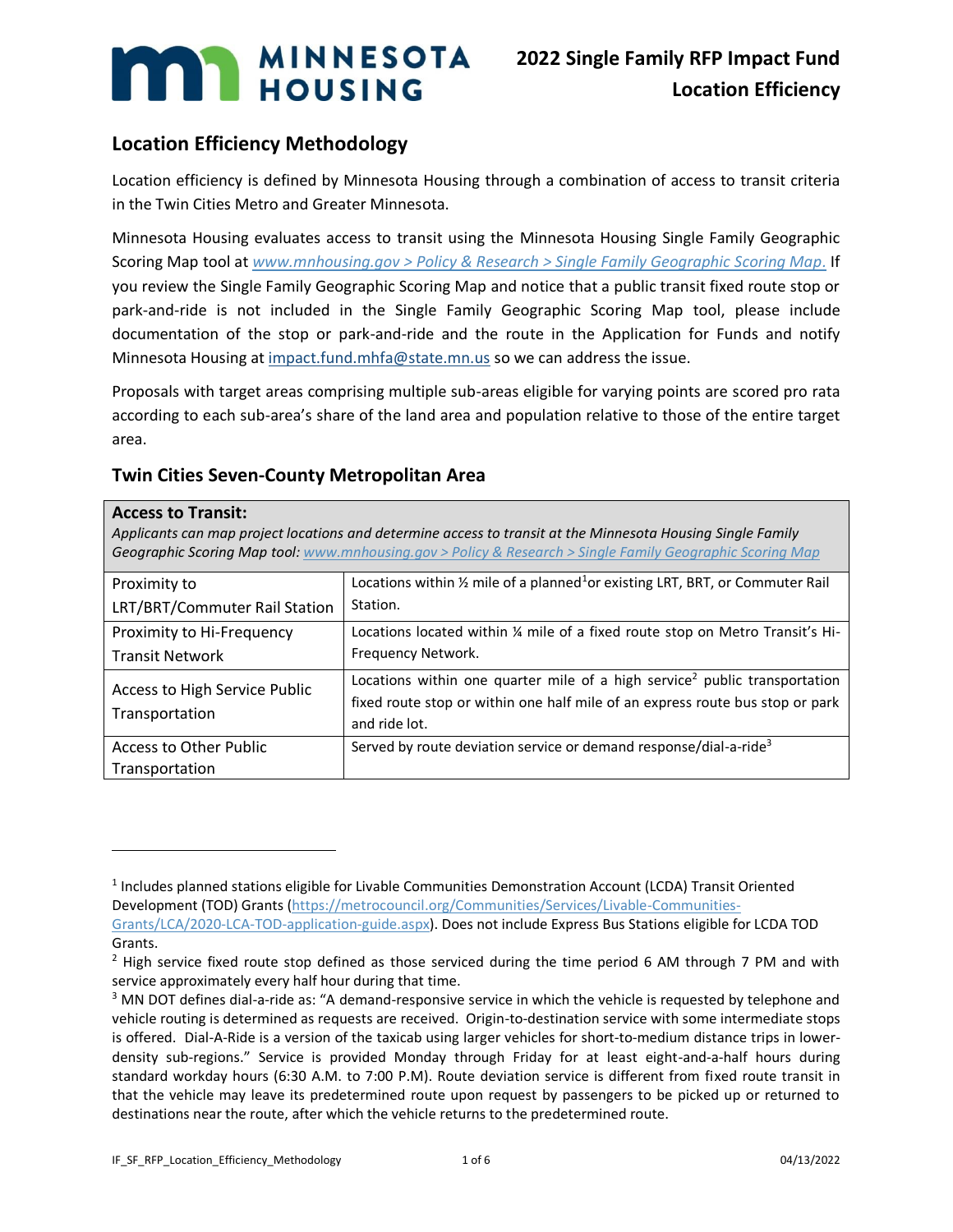# 2022 Single Family RFP Impact Fund Location Efficiency

## Location Efficiency Methodology

Location efficiency is defined by Minnesota Housing through a combination of access to transit criteria in the Twin Cities Metro and Greater Minnesota.

Minnesota Housing evaluates access to transit using the Minnesota Housing Single Family Geographic Scoring Map tool at *www.mnhousing.gov > Policy & Research > Single Family Geographic Scoring Map.* If you review the Single Family Geographic Scoring Map and notice that a public transit fixed route stop or park-and-ride is not included in the Single Family Geographic Scoring Map tool, please include documentation of the stop or park-and-ride and the route in the Application for Funds and notify Minnesota Housing at impact.fund.mhfa@state.mn.us so we can address the issue.

Proposals with target areas comprising multiple sub-areas eligible for varying points are scored pro rata according to each sub-area's share of the land area and population relative to those of the entire target area.

## Twin Cities Seven-County Metropolitan Area

**Access to Transit:**
*Applicants can map project locations and determine access to transit at the Minnesota Housing Single Family Geographic Scoring Map tool: www.mnhousing.gov > Policy & Research > Single Family Geographic Scoring Map*

| | |
|---|---|
| Proximity to LRT/BRT/Commuter Rail Station | Locations within ½ mile of a planned[1] or existing LRT, BRT, or Commuter Rail Station. |
| Proximity to Hi-Frequency Transit Network | Locations located within ¼ mile of a fixed route stop on Metro Transit's Hi-Frequency Network. |
| Access to High Service Public Transportation | Locations within one quarter mile of a high service[2] public transportation fixed route stop or within one half mile of an express route bus stop or park and ride lot. |
| Access to Other Public Transportation | Served by route deviation service or demand response/dial-a-ride[3] |

[1] Includes planned stations eligible for Livable Communities Demonstration Account (LCDA) Transit Oriented Development (TOD) Grants (https://metrocouncil.org/Communities/Services/Livable-Communities-Grants/LCA/2020-LCA-TOD-application-guide.aspx). Does not include Express Bus Stations eligible for LCDA TOD Grants.

[2] High service fixed route stop defined as those serviced during the time period 6 AM through 7 PM and with service approximately every half hour during that time.

[3] MN DOT defines dial-a-ride as: "A demand-responsive service in which the vehicle is requested by telephone and vehicle routing is determined as requests are received. Origin-to-destination service with some intermediate stops is offered. Dial-A-Ride is a version of the taxicab using larger vehicles for short-to-medium distance trips in lower-density sub-regions." Service is provided Monday through Friday for at least eight-and-a-half hours during standard workday hours (6:30 A.M. to 7:00 P.M). Route deviation service is different from fixed route transit in that the vehicle may leave its predetermined route upon request by passengers to be picked up or returned to destinations near the route, after which the vehicle returns to the predetermined route.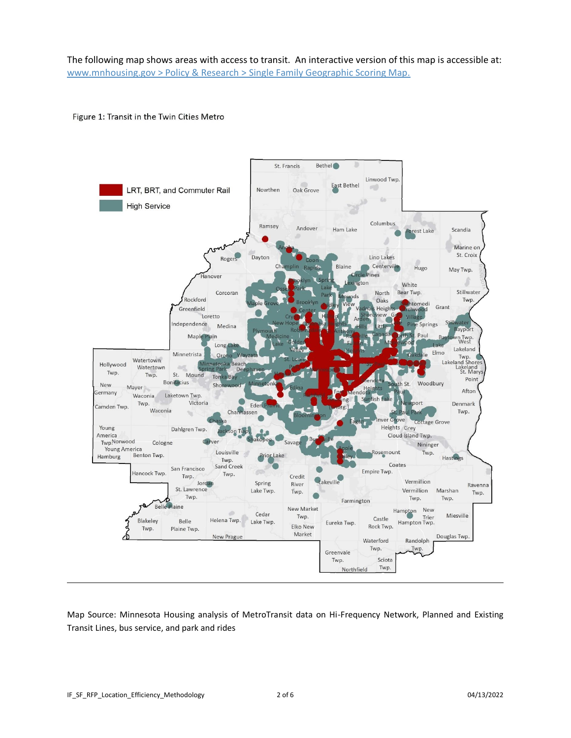The following map shows areas with access to transit. An interactive version of this map is accessible at: [www.mnhousing.gov > Policy & Research > Single Family Geographic Scoring Map.](www.mnhousing.gov)

Figure 1: Transit in the Twin Cities Metro

Map Source: Minnesota Housing analysis of MetroTransit data on Hi-Frequency Network, Planned and Existing Transit Lines, bus service, and park and rides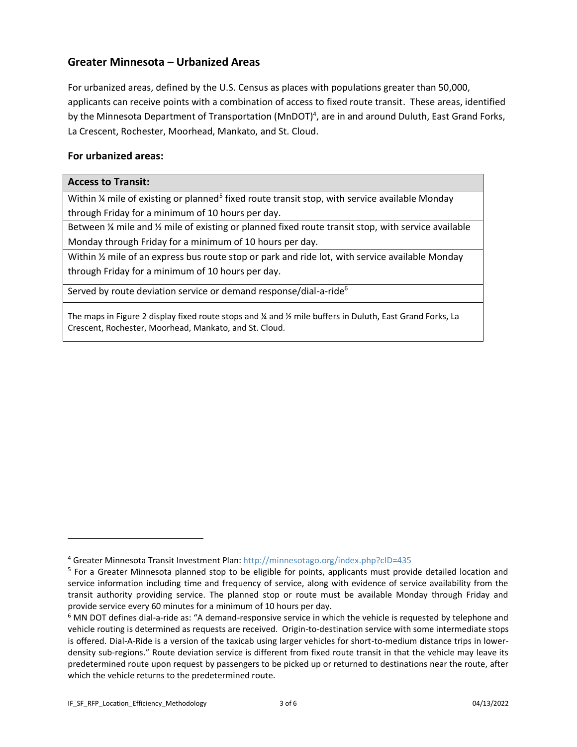## Greater Minnesota – Urbanized Areas

For urbanized areas, defined by the U.S. Census as places with populations greater than 50,000, applicants can receive points with a combination of access to fixed route transit. These areas, identified by the Minnesota Department of Transportation (MnDOT)[4], are in and around Duluth, East Grand Forks, La Crescent, Rochester, Moorhead, Mankato, and St. Cloud.

### For urbanized areas:

| Access to Transit: |
| --- |
| Within ¼ mile of existing or planned[5] fixed route transit stop, with service available Monday through Friday for a minimum of 10 hours per day. |
| Between ¼ mile and ½ mile of existing or planned fixed route transit stop, with service available Monday through Friday for a minimum of 10 hours per day. |
| Within ½ mile of an express bus route stop or park and ride lot, with service available Monday through Friday for a minimum of 10 hours per day. |
| Served by route deviation service or demand response/dial-a-ride[6] |
| The maps in Figure 2 display fixed route stops and ¼ and ½ mile buffers in Duluth, East Grand Forks, La Crescent, Rochester, Moorhead, Mankato, and St. Cloud. |

---

[4] Greater Minnesota Transit Investment Plan: http://minnesotago.org/index.php?cID=435

[5] For a Greater Minnesota planned stop to be eligible for points, applicants must provide detailed location and service information including time and frequency of service, along with evidence of service availability from the transit authority providing service. The planned stop or route must be available Monday through Friday and provide service every 60 minutes for a minimum of 10 hours per day.

[6] MN DOT defines dial-a-ride as: "A demand-responsive service in which the vehicle is requested by telephone and vehicle routing is determined as requests are received. Origin-to-destination service with some intermediate stops is offered. Dial-A-Ride is a version of the taxicab using larger vehicles for short-to-medium distance trips in lower-density sub-regions." Route deviation service is different from fixed route transit in that the vehicle may leave its predetermined route upon request by passengers to be picked up or returned to destinations near the route, after which the vehicle returns to the predetermined route.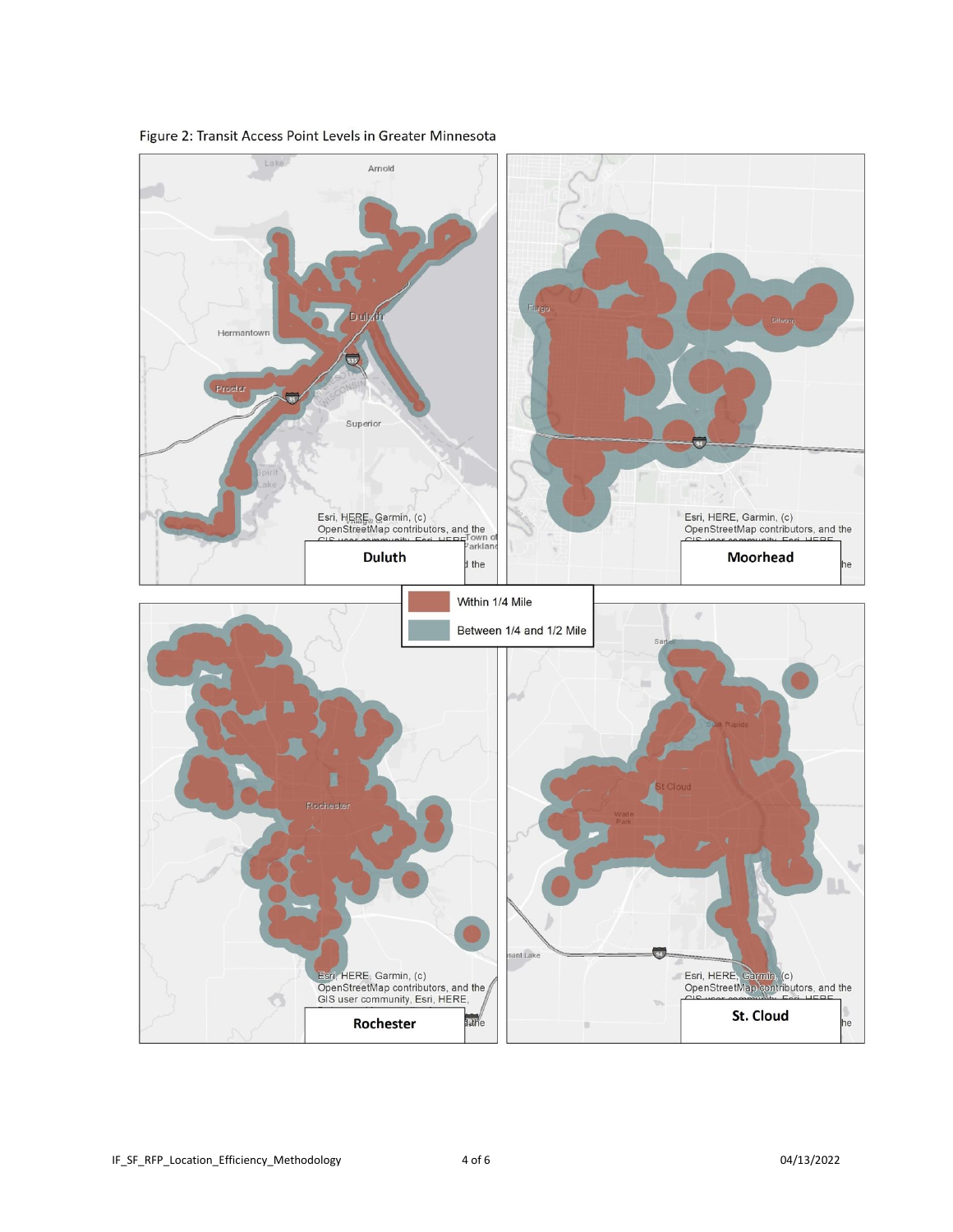Figure 2: Transit Access Point Levels in Greater Minnesota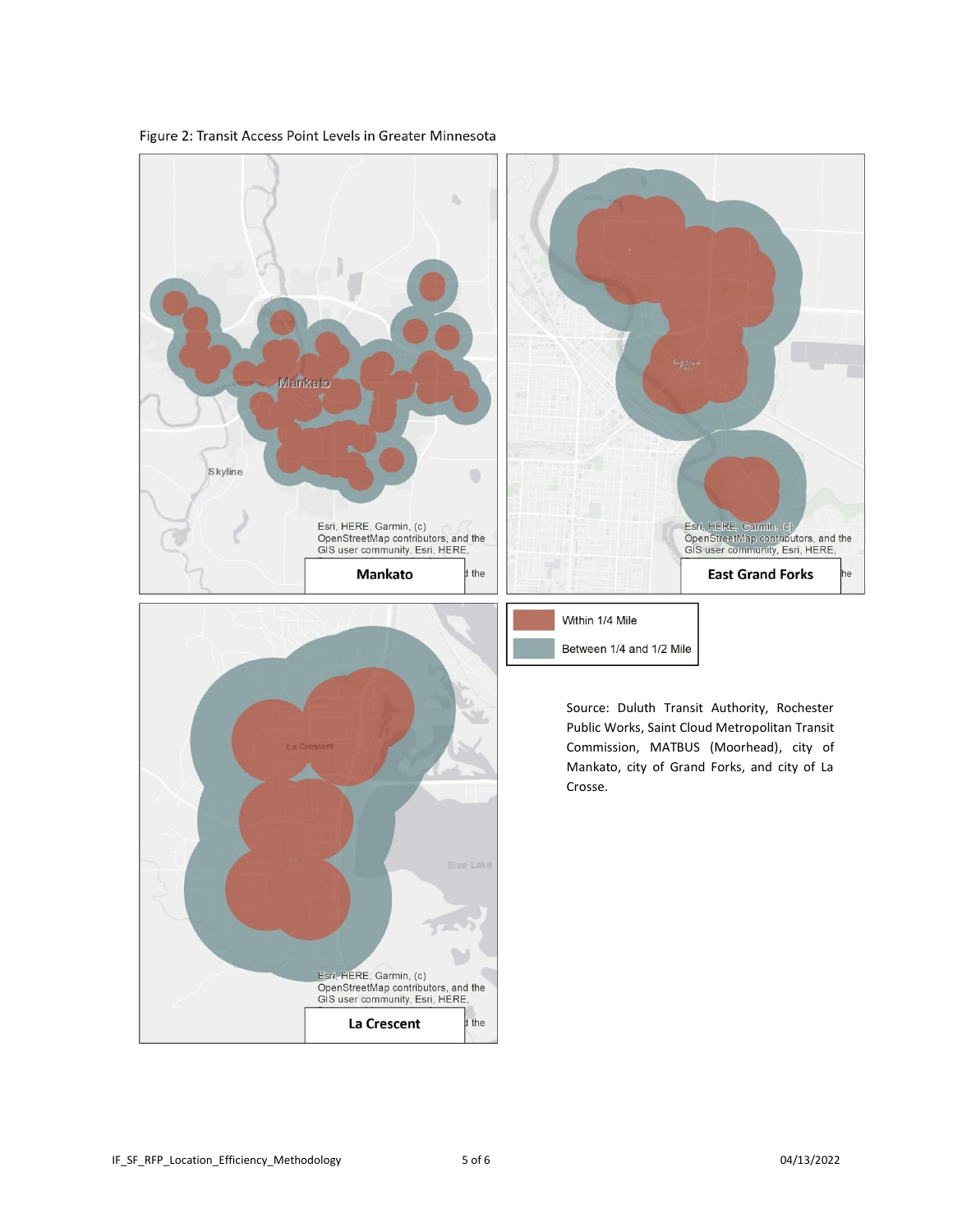Figure 2: Transit Access Point Levels in Greater Minnesota

Source: Duluth Transit Authority, Rochester Public Works, Saint Cloud Metropolitan Transit Commission, MATBUS (Moorhead), city of Mankato, city of Grand Forks, and city of La Crosse.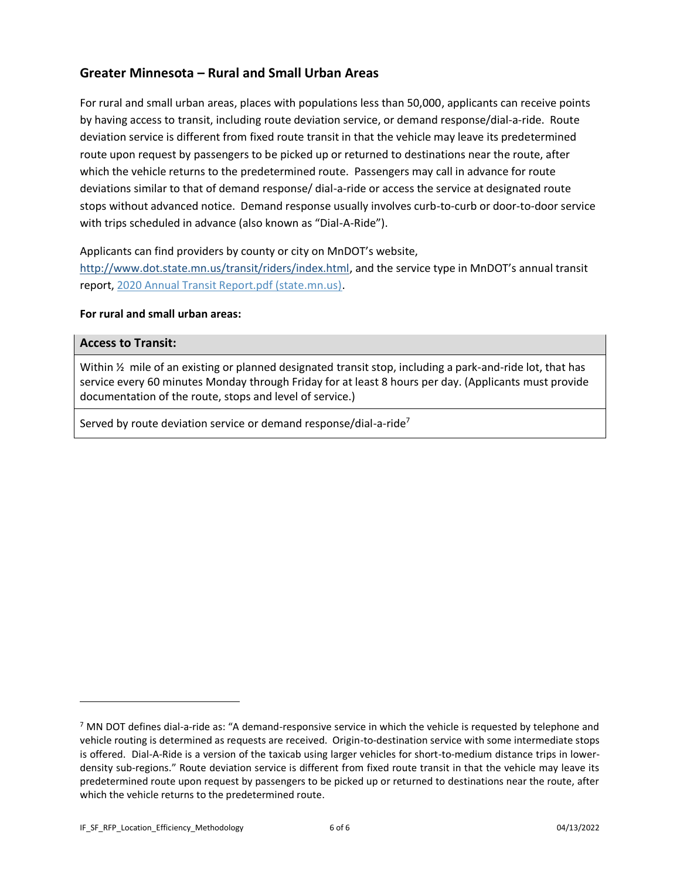## Greater Minnesota – Rural and Small Urban Areas

For rural and small urban areas, places with populations less than 50,000, applicants can receive points by having access to transit, including route deviation service, or demand response/dial-a-ride. Route deviation service is different from fixed route transit in that the vehicle may leave its predetermined route upon request by passengers to be picked up or returned to destinations near the route, after which the vehicle returns to the predetermined route. Passengers may call in advance for route deviations similar to that of demand response/ dial-a-ride or access the service at designated route stops without advanced notice. Demand response usually involves curb-to-curb or door-to-door service with trips scheduled in advance (also known as "Dial-A-Ride").

Applicants can find providers by county or city on MnDOT's website, http://www.dot.state.mn.us/transit/riders/index.html, and the service type in MnDOT's annual transit report, 2020 Annual Transit Report.pdf (state.mn.us).

**For rural and small urban areas:**

| **Access to Transit:** |
|---|
| Within ½ mile of an existing or planned designated transit stop, including a park-and-ride lot, that has service every 60 minutes Monday through Friday for at least 8 hours per day. (Applicants must provide documentation of the route, stops and level of service.) |
| Served by route deviation service or demand response/dial-a-ride[7] |

[7] MN DOT defines dial-a-ride as: "A demand-responsive service in which the vehicle is requested by telephone and vehicle routing is determined as requests are received. Origin-to-destination service with some intermediate stops is offered. Dial-A-Ride is a version of the taxicab using larger vehicles for short-to-medium distance trips in lower-density sub-regions." Route deviation service is different from fixed route transit in that the vehicle may leave its predetermined route upon request by passengers to be picked up or returned to destinations near the route, after which the vehicle returns to the predetermined route.